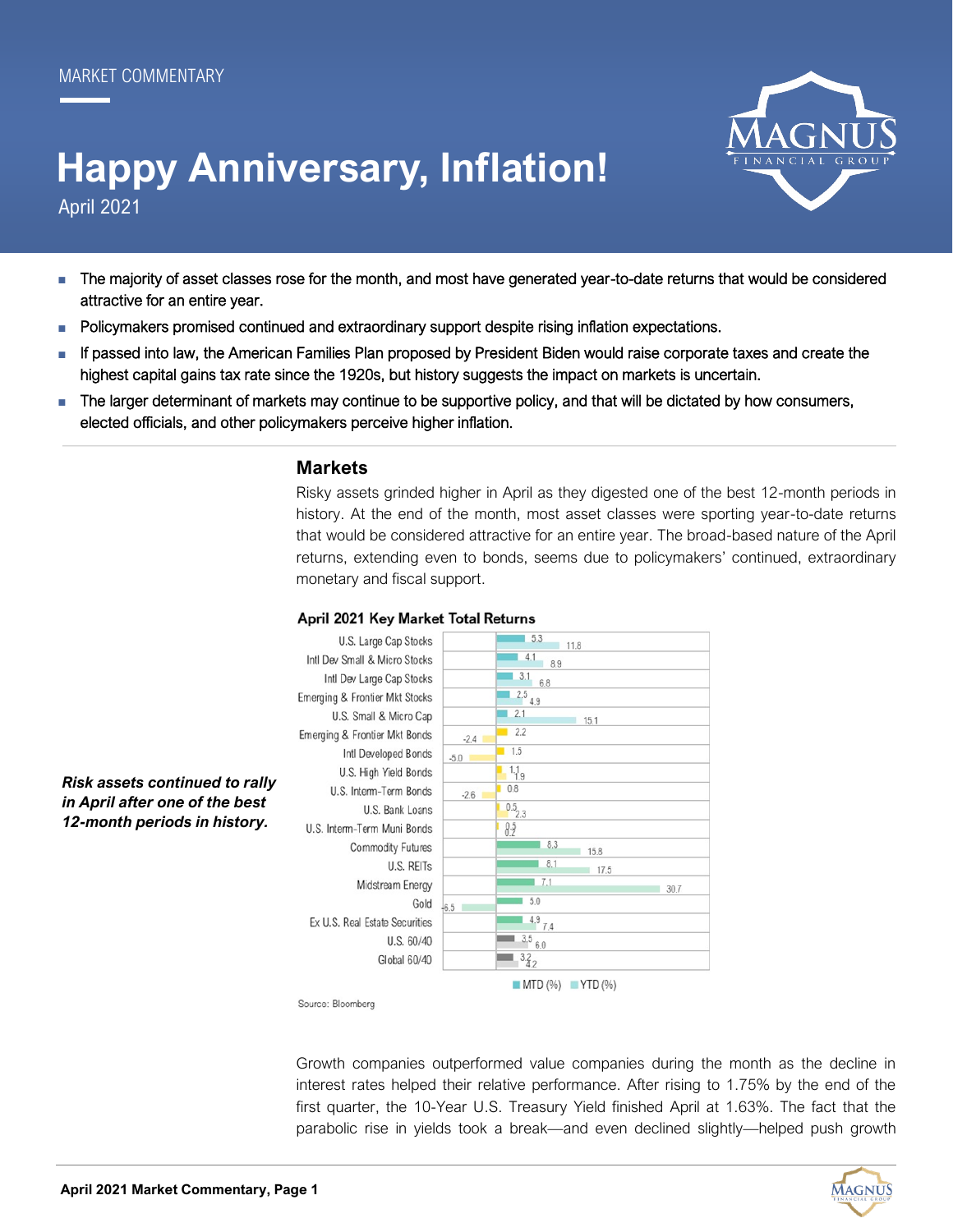MARKET COMMENTARY

# Happy Anniversary, Inflation!

April 2021

- The majority of asset classes rose for the month, and most have generated year-to-date returns that would be considered attractive for an entire year.
- Policymakers promised continued and extraordinary support despite rising inflation expectations.
- If passed into law, the American Families Plan proposed by President Biden would raise corporate taxes and create the highest capital gains tax rate since the 1920s, but history suggests the impact on markets is uncertain.
- The larger determinant of markets may continue to be supportive policy, and that will be dictated by how consumers, elected officials, and other policymakers perceive higher inflation.

## Markets

Risky assets grinded higher in April as they digested one of the best 12-month periods in history. At the end of the month, most asset classes were sporting year-to-date returns that would be considered attractive for an entire year. The broad-based nature of the April returns, extending even to bonds, seems due to policymakers' continued, extraordinary monetary and fiscal support.

***Risk assets continued to rally in April after one of the best 12-month periods in history.***

**April 2021 Key Market Total Returns**

| | MTD (%) | YTD (%) |
|---|---|---|
| U.S. Large Cap Stocks | 5.3 | 11.8 |
| Intl Dev Small & Micro Stocks | 4.1 | 8.9 |
| Intl Dev Large Cap Stocks | 3.1 | 6.8 |
| Emerging & Frontier Mkt Stocks | 2.5 | 4.9 |
| U.S. Small & Micro Cap | 2.1 | 15.1 |
| Emerging & Frontier Mkt Bonds | 2.2 | -2.4 |
| Intl Developed Bonds | 1.5 | -5.0 |
| U.S. High Yield Bonds | 1.1 | 1.9 |
| U.S. Interm-Term Bonds | 0.8 | -2.6 |
| U.S. Bank Loans | 0.5 | 2.3 |
| U.S. Interm-Term Muni Bonds | 0.5 | 0.2 |
| Commodity Futures | 8.3 | 15.8 |
| U.S. REITs | 8.1 | 17.5 |
| Midstream Energy | 7.1 | 30.7 |
| Gold | 5.0 | -6.5 |
| Ex U.S. Real Estate Securities | 4.9 | 7.4 |
| U.S. 60/40 | 3.5 | 6.0 |
| Global 60/40 | 3.2 | 4.2 |

Source: Bloomberg

Growth companies outperformed value companies during the month as the decline in interest rates helped their relative performance. After rising to 1.75% by the end of the first quarter, the 10-Year U.S. Treasury Yield finished April at 1.63%. The fact that the parabolic rise in yields took a break—and even declined slightly—helped push growth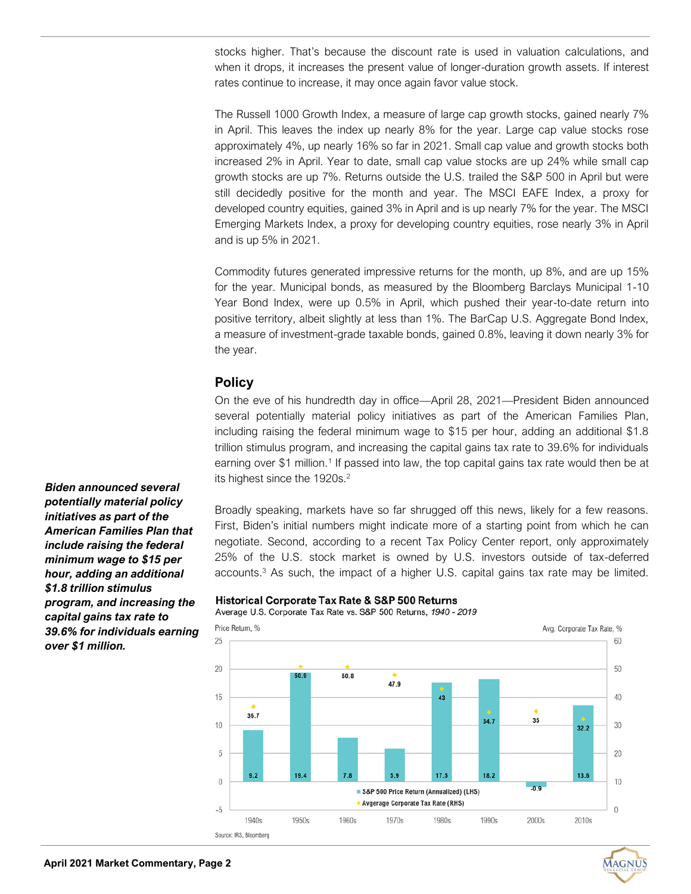stocks higher. That's because the discount rate is used in valuation calculations, and when it drops, it increases the present value of longer-duration growth assets. If interest rates continue to increase, it may once again favor value stock.

The Russell 1000 Growth Index, a measure of large cap growth stocks, gained nearly 7% in April. This leaves the index up nearly 8% for the year. Large cap value stocks rose approximately 4%, up nearly 16% so far in 2021. Small cap value and growth stocks both increased 2% in April. Year to date, small cap value stocks are up 24% while small cap growth stocks are up 7%. Returns outside the U.S. trailed the S&P 500 in April but were still decidedly positive for the month and year. The MSCI EAFE Index, a proxy for developed country equities, gained 3% in April and is up nearly 7% for the year. The MSCI Emerging Markets Index, a proxy for developing country equities, rose nearly 3% in April and is up 5% in 2021.

Commodity futures generated impressive returns for the month, up 8%, and are up 15% for the year. Municipal bonds, as measured by the Bloomberg Barclays Municipal 1-10 Year Bond Index, were up 0.5% in April, which pushed their year-to-date return into positive territory, albeit slightly at less than 1%. The BarCap U.S. Aggregate Bond Index, a measure of investment-grade taxable bonds, gained 0.8%, leaving it down nearly 3% for the year.

## Policy

On the eve of his hundredth day in office—April 28, 2021—President Biden announced several potentially material policy initiatives as part of the American Families Plan, including raising the federal minimum wage to $15 per hour, adding an additional $1.8 trillion stimulus program, and increasing the capital gains tax rate to 39.6% for individuals earning over $1 million.[1] If passed into law, the top capital gains tax rate would then be at its highest since the 1920s.[2]

***Biden announced several potentially material policy initiatives as part of the American Families Plan that include raising the federal minimum wage to $15 per hour, adding an additional $1.8 trillion stimulus program, and increasing the capital gains tax rate to 39.6% for individuals earning over $1 million.***

Broadly speaking, markets have so far shrugged off this news, likely for a few reasons. First, Biden's initial numbers might indicate more of a starting point from which he can negotiate. Second, according to a recent Tax Policy Center report, only approximately 25% of the U.S. stock market is owned by U.S. investors outside of tax-deferred accounts.[3] As such, the impact of a higher U.S. capital gains tax rate may be limited.

**Historical Corporate Tax Rate & S&P 500 Returns**
Average U.S. Corporate Tax Rate vs. S&P 500 Returns, *1940 - 2019*

| Decade | S&P 500 Price Return (Annualized) (LHS), % | Avgerage Corporate Tax Rate (RHS), % |
|---|---|---|
| 1940s | 9.2 | 36.7 |
| 1950s | 19.4 | 50.9 |
| 1960s | 7.8 | 50.8 |
| 1970s | 5.9 | 47.9 |
| 1980s | 17.5 | 43 |
| 1990s | 18.2 | 34.7 |
| 2000s | -0.9 | 35 |
| 2010s | 13.6 | 32.2 |

Source: IRS, Bloomberg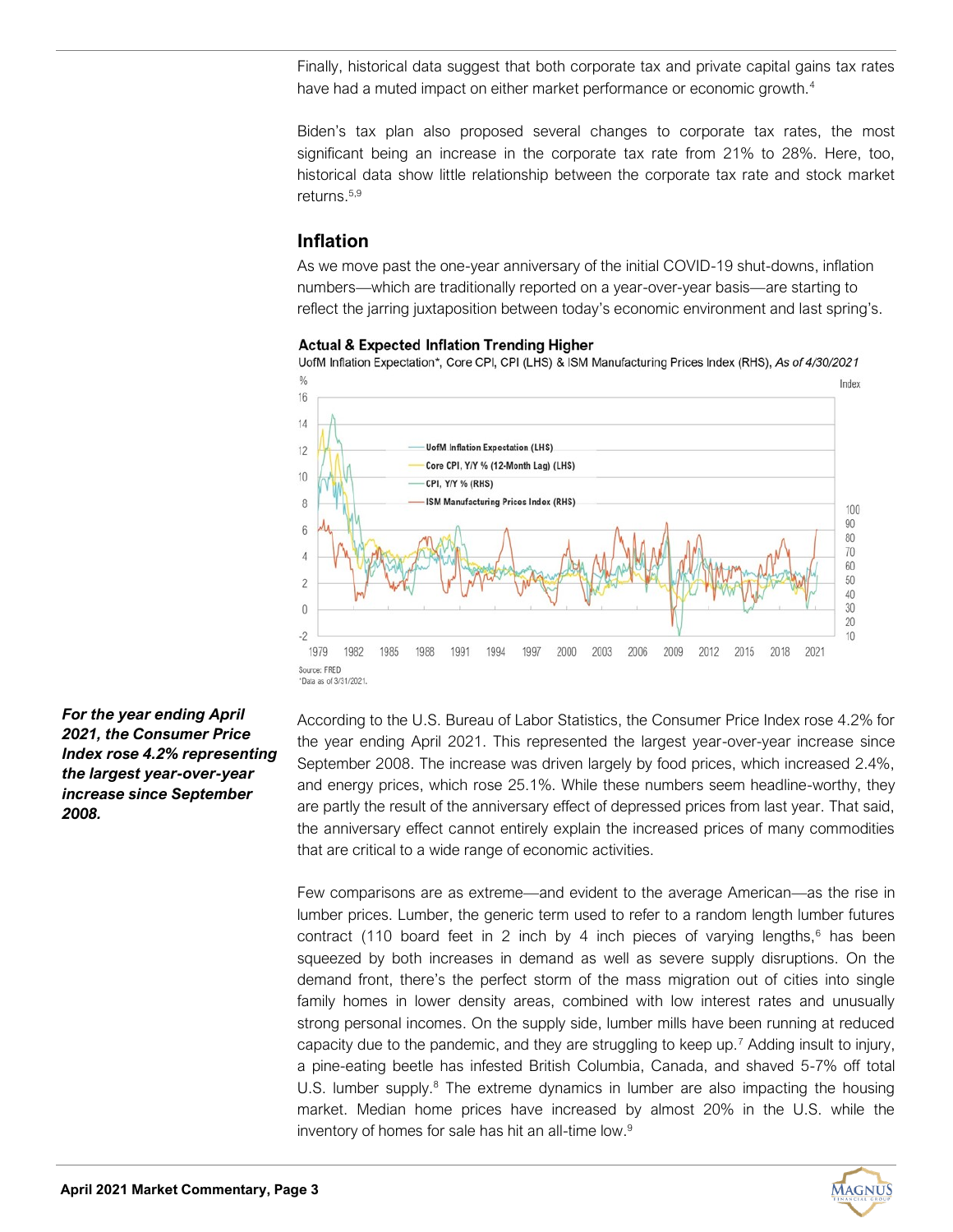Finally, historical data suggest that both corporate tax and private capital gains tax rates have had a muted impact on either market performance or economic growth.[4]

Biden's tax plan also proposed several changes to corporate tax rates, the most significant being an increase in the corporate tax rate from 21% to 28%. Here, too, historical data show little relationship between the corporate tax rate and stock market returns.[5,9]

## Inflation

As we move past the one-year anniversary of the initial COVID-19 shut-downs, inflation numbers—which are traditionally reported on a year-over-year basis—are starting to reflect the jarring juxtaposition between today's economic environment and last spring's.

**Actual & Expected Inflation Trending Higher**

UofM Inflation Expectation*, Core CPI, CPI (LHS) & ISM Manufacturing Prices Index (RHS), *As of 4/30/2021*

Source: FRED
*Data as of 3/31/2021.

***For the year ending April 2021, the Consumer Price Index rose 4.2% representing the largest year-over-year increase since September 2008.***

According to the U.S. Bureau of Labor Statistics, the Consumer Price Index rose 4.2% for the year ending April 2021. This represented the largest year-over-year increase since September 2008. The increase was driven largely by food prices, which increased 2.4%, and energy prices, which rose 25.1%. While these numbers seem headline-worthy, they are partly the result of the anniversary effect of depressed prices from last year. That said, the anniversary effect cannot entirely explain the increased prices of many commodities that are critical to a wide range of economic activities.

Few comparisons are as extreme—and evident to the average American—as the rise in lumber prices. Lumber, the generic term used to refer to a random length lumber futures contract (110 board feet in 2 inch by 4 inch pieces of varying lengths,[6] has been squeezed by both increases in demand as well as severe supply disruptions. On the demand front, there's the perfect storm of the mass migration out of cities into single family homes in lower density areas, combined with low interest rates and unusually strong personal incomes. On the supply side, lumber mills have been running at reduced capacity due to the pandemic, and they are struggling to keep up.[7] Adding insult to injury, a pine-eating beetle has infested British Columbia, Canada, and shaved 5-7% off total U.S. lumber supply.[8] The extreme dynamics in lumber are also impacting the housing market. Median home prices have increased by almost 20% in the U.S. while the inventory of homes for sale has hit an all-time low.[9]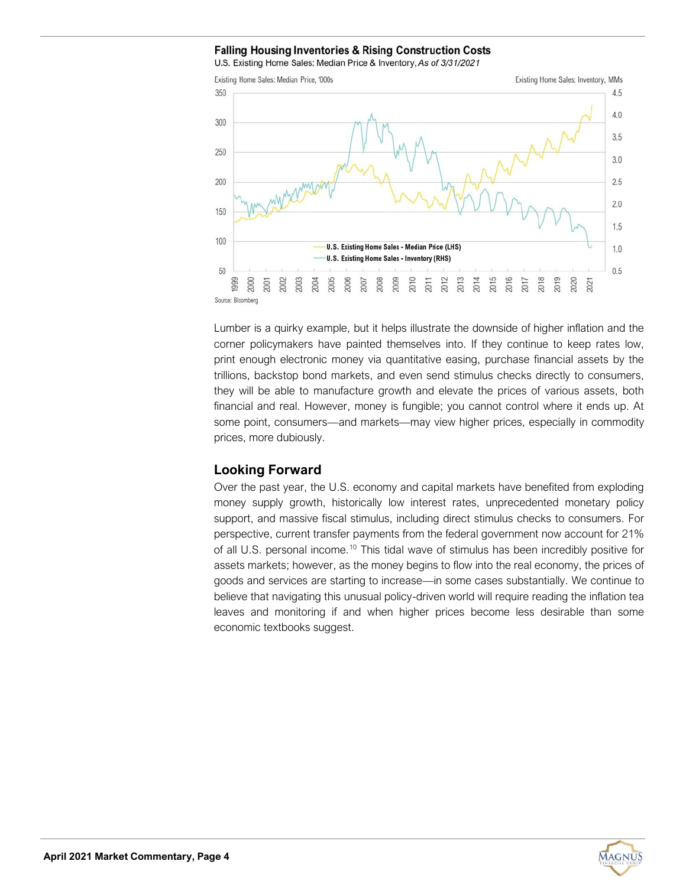**Falling Housing Inventories & Rising Construction Costs**

U.S. Existing Home Sales: Median Price & Inventory, *As of 3/31/2021*

Source: Bloomberg

Lumber is a quirky example, but it helps illustrate the downside of higher inflation and the corner policymakers have painted themselves into. If they continue to keep rates low, print enough electronic money via quantitative easing, purchase financial assets by the trillions, backstop bond markets, and even send stimulus checks directly to consumers, they will be able to manufacture growth and elevate the prices of various assets, both financial and real. However, money is fungible; you cannot control where it ends up. At some point, consumers—and markets—may view higher prices, especially in commodity prices, more dubiously.

## Looking Forward

Over the past year, the U.S. economy and capital markets have benefited from exploding money supply growth, historically low interest rates, unprecedented monetary policy support, and massive fiscal stimulus, including direct stimulus checks to consumers. For perspective, current transfer payments from the federal government now account for 21% of all U.S. personal income.[10] This tidal wave of stimulus has been incredibly positive for assets markets; however, as the money begins to flow into the real economy, the prices of goods and services are starting to increase—in some cases substantially. We continue to believe that navigating this unusual policy-driven world will require reading the inflation tea leaves and monitoring if and when higher prices become less desirable than some economic textbooks suggest.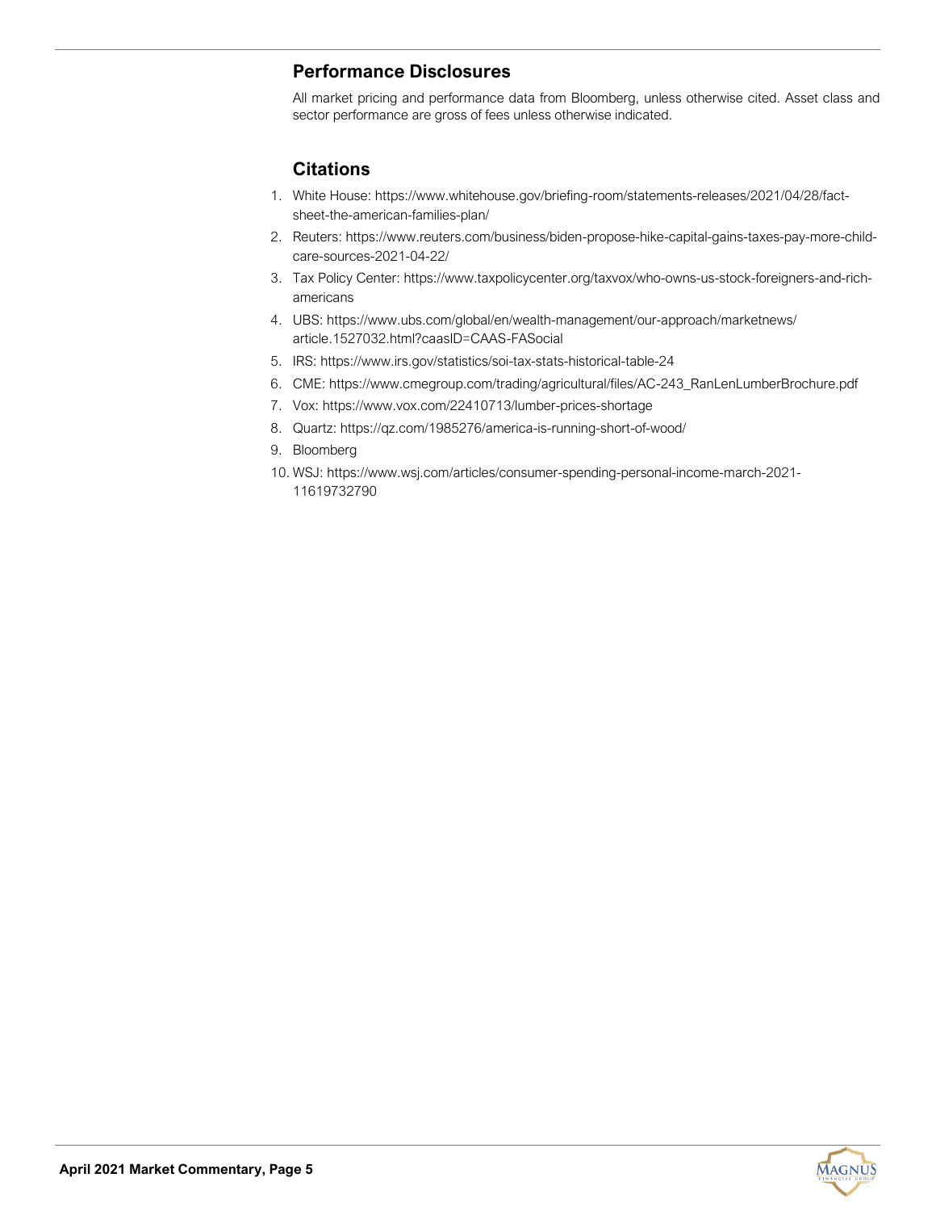## Performance Disclosures

All market pricing and performance data from Bloomberg, unless otherwise cited. Asset class and sector performance are gross of fees unless otherwise indicated.

## Citations

1. White House: https://www.whitehouse.gov/briefing-room/statements-releases/2021/04/28/fact-sheet-the-american-families-plan/
2. Reuters: https://www.reuters.com/business/biden-propose-hike-capital-gains-taxes-pay-more-child-care-sources-2021-04-22/
3. Tax Policy Center: https://www.taxpolicycenter.org/taxvox/who-owns-us-stock-foreigners-and-rich-americans
4. UBS: https://www.ubs.com/global/en/wealth-management/our-approach/marketnews/article.1527032.html?caasID=CAAS-FASocial
5. IRS: https://www.irs.gov/statistics/soi-tax-stats-historical-table-24
6. CME: https://www.cmegroup.com/trading/agricultural/files/AC-243_RanLenLumberBrochure.pdf
7. Vox: https://www.vox.com/22410713/lumber-prices-shortage
8. Quartz: https://qz.com/1985276/america-is-running-short-of-wood/
9. Bloomberg
10. WSJ: https://www.wsj.com/articles/consumer-spending-personal-income-march-2021-11619732790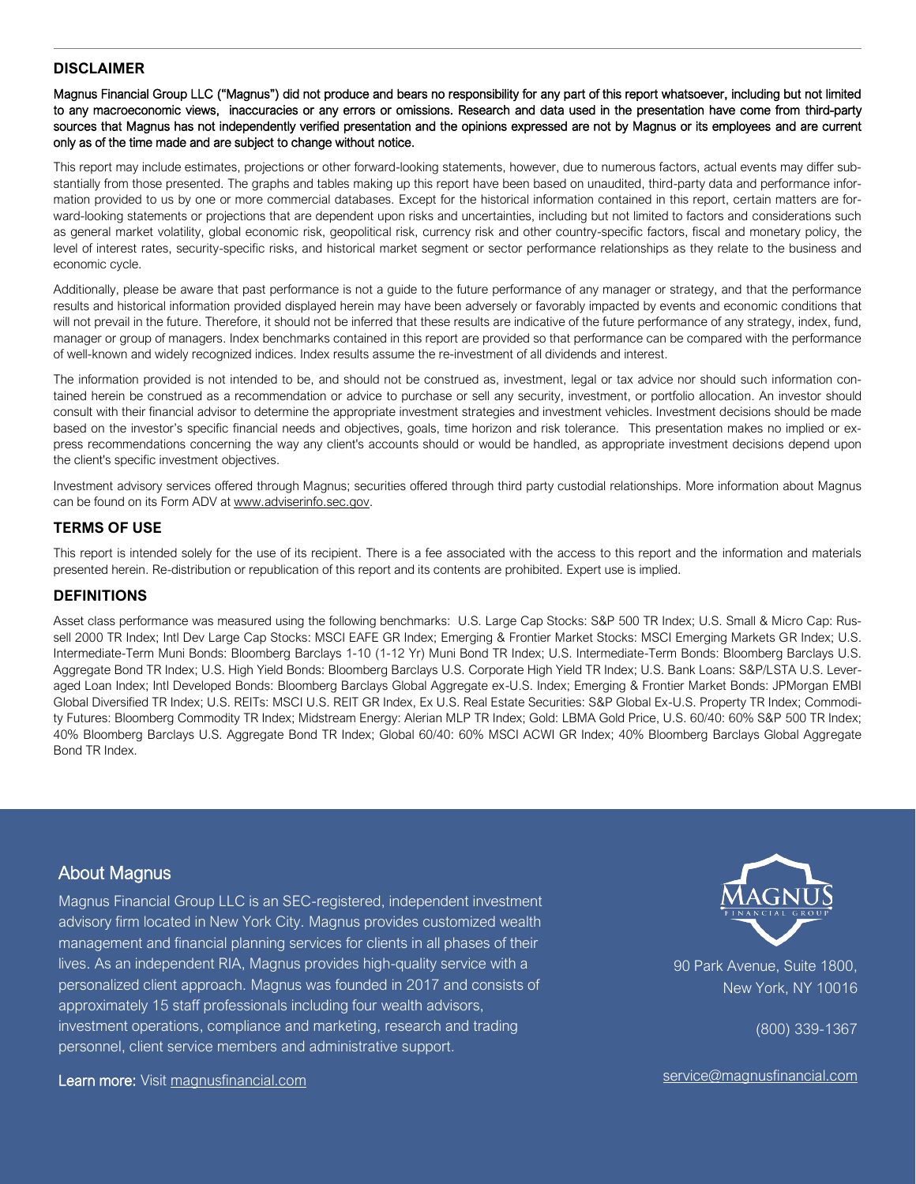## DISCLAIMER

**Magnus Financial Group LLC ("Magnus") did not produce and bears no responsibility for any part of this report whatsoever, including but not limited to any macroeconomic views, inaccuracies or any errors or omissions. Research and data used in the presentation have come from third-party sources that Magnus has not independently verified presentation and the opinions expressed are not by Magnus or its employees and are current only as of the time made and are subject to change without notice.**

This report may include estimates, projections or other forward-looking statements, however, due to numerous factors, actual events may differ substantially from those presented. The graphs and tables making up this report have been based on unaudited, third-party data and performance information provided to us by one or more commercial databases. Except for the historical information contained in this report, certain matters are forward-looking statements or projections that are dependent upon risks and uncertainties, including but not limited to factors and considerations such as general market volatility, global economic risk, geopolitical risk, currency risk and other country-specific factors, fiscal and monetary policy, the level of interest rates, security-specific risks, and historical market segment or sector performance relationships as they relate to the business and economic cycle.

Additionally, please be aware that past performance is not a guide to the future performance of any manager or strategy, and that the performance results and historical information provided displayed herein may have been adversely or favorably impacted by events and economic conditions that will not prevail in the future. Therefore, it should not be inferred that these results are indicative of the future performance of any strategy, index, fund, manager or group of managers. Index benchmarks contained in this report are provided so that performance can be compared with the performance of well-known and widely recognized indices. Index results assume the re-investment of all dividends and interest.

The information provided is not intended to be, and should not be construed as, investment, legal or tax advice nor should such information contained herein be construed as a recommendation or advice to purchase or sell any security, investment, or portfolio allocation. An investor should consult with their financial advisor to determine the appropriate investment strategies and investment vehicles. Investment decisions should be made based on the investor's specific financial needs and objectives, goals, time horizon and risk tolerance. This presentation makes no implied or express recommendations concerning the way any client's accounts should or would be handled, as appropriate investment decisions depend upon the client's specific investment objectives.

Investment advisory services offered through Magnus; securities offered through third party custodial relationships. More information about Magnus can be found on its Form ADV at www.adviserinfo.sec.gov.

## TERMS OF USE

This report is intended solely for the use of its recipient. There is a fee associated with the access to this report and the information and materials presented herein. Re-distribution or republication of this report and its contents are prohibited. Expert use is implied.

## DEFINITIONS

Asset class performance was measured using the following benchmarks: U.S. Large Cap Stocks: S&P 500 TR Index; U.S. Small & Micro Cap: Russell 2000 TR Index; Intl Dev Large Cap Stocks: MSCI EAFE GR Index; Emerging & Frontier Market Stocks: MSCI Emerging Markets GR Index; U.S. Intermediate-Term Muni Bonds: Bloomberg Barclays 1-10 (1-12 Yr) Muni Bond TR Index; U.S. Intermediate-Term Bonds: Bloomberg Barclays U.S. Aggregate Bond TR Index; U.S. High Yield Bonds: Bloomberg Barclays U.S. Corporate High Yield TR Index; U.S. Bank Loans: S&P/LSTA U.S. Leveraged Loan Index; Intl Developed Bonds: Bloomberg Barclays Global Aggregate ex-U.S. Index; Emerging & Frontier Market Bonds: JPMorgan EMBI Global Diversified TR Index; U.S. REITs: MSCI U.S. REIT GR Index, Ex U.S. Real Estate Securities: S&P Global Ex-U.S. Property TR Index; Commodity Futures: Bloomberg Commodity TR Index; Midstream Energy: Alerian MLP TR Index; Gold: LBMA Gold Price, U.S. 60/40: 60% S&P 500 TR Index; 40% Bloomberg Barclays U.S. Aggregate Bond TR Index; Global 60/40: 60% MSCI ACWI GR Index; 40% Bloomberg Barclays Global Aggregate Bond TR Index.

## About Magnus

Magnus Financial Group LLC is an SEC-registered, independent investment advisory firm located in New York City. Magnus provides customized wealth management and financial planning services for clients in all phases of their lives. As an independent RIA, Magnus provides high-quality service with a personalized client approach. Magnus was founded in 2017 and consists of approximately 15 staff professionals including four wealth advisors, investment operations, compliance and marketing, research and trading personnel, client service members and administrative support.

**Learn more:** Visit magnusfinancial.com

MAGNUS
FINANCIAL GROUP

90 Park Avenue, Suite 1800,
New York, NY 10016

(800) 339-1367

service@magnusfinancial.com